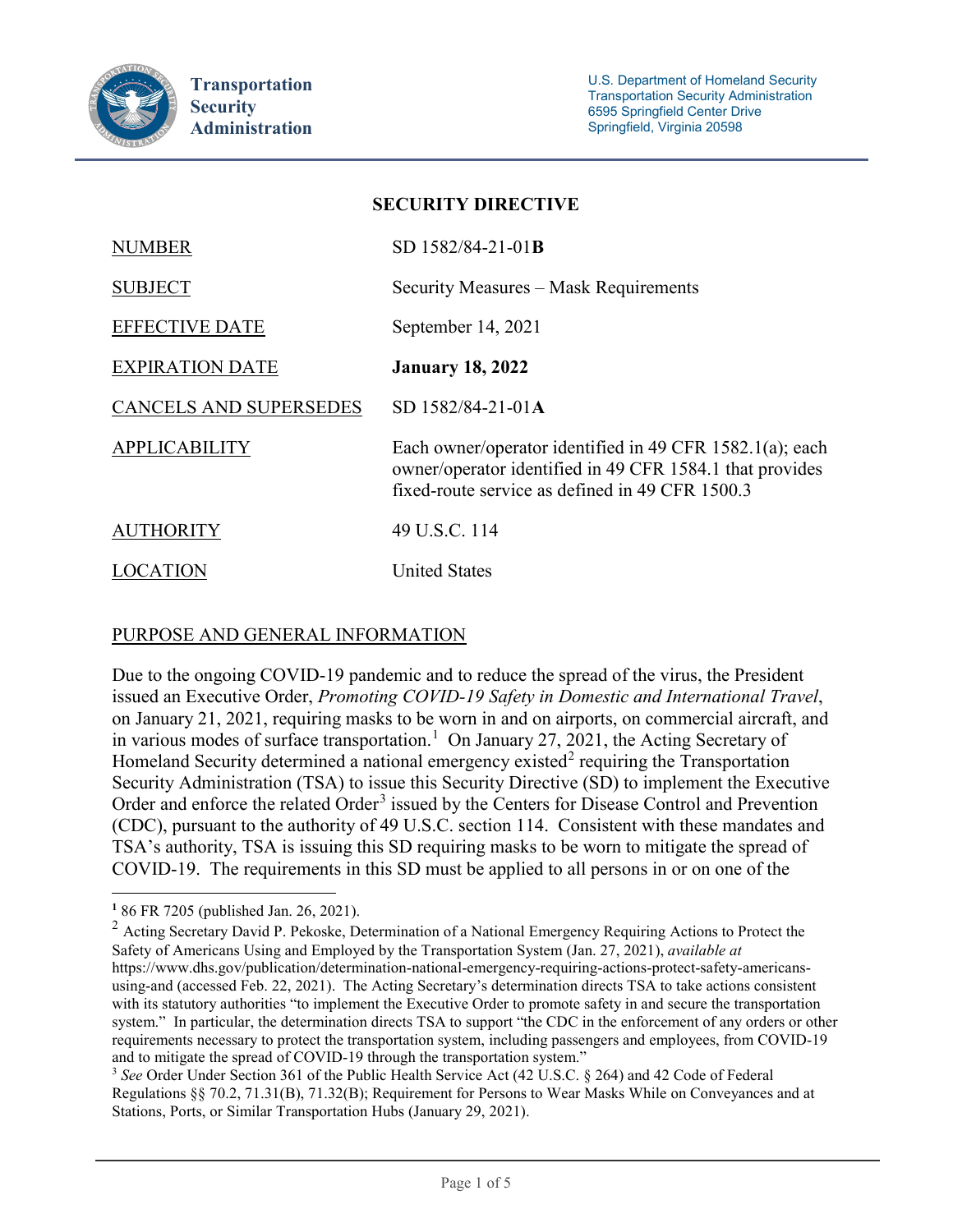**Transportation Security Administration**

U.S. Department of Homeland Security
Transportation Security Administration
6595 Springfield Center Drive
Springfield, Virginia 20598

# SECURITY DIRECTIVE

| | |
|---|---|
| NUMBER | SD 1582/84-21-01**B** |
| SUBJECT | Security Measures – Mask Requirements |
| EFFECTIVE DATE | September 14, 2021 |
| EXPIRATION DATE | **January 18, 2022** |
| CANCELS AND SUPERSEDES | SD 1582/84-21-01**A** |
| APPLICABILITY | Each owner/operator identified in 49 CFR 1582.1(a); each owner/operator identified in 49 CFR 1584.1 that provides fixed-route service as defined in 49 CFR 1500.3 |
| AUTHORITY | 49 U.S.C. 114 |
| LOCATION | United States |

## PURPOSE AND GENERAL INFORMATION

Due to the ongoing COVID-19 pandemic and to reduce the spread of the virus, the President issued an Executive Order, *Promoting COVID-19 Safety in Domestic and International Travel*, on January 21, 2021, requiring masks to be worn in and on airports, on commercial aircraft, and in various modes of surface transportation.[1] On January 27, 2021, the Acting Secretary of Homeland Security determined a national emergency existed[2] requiring the Transportation Security Administration (TSA) to issue this Security Directive (SD) to implement the Executive Order and enforce the related Order[3] issued by the Centers for Disease Control and Prevention (CDC), pursuant to the authority of 49 U.S.C. section 114. Consistent with these mandates and TSA's authority, TSA is issuing this SD requiring masks to be worn to mitigate the spread of COVID-19. The requirements in this SD must be applied to all persons in or on one of the

---

[1] 86 FR 7205 (published Jan. 26, 2021).

[2] Acting Secretary David P. Pekoske, Determination of a National Emergency Requiring Actions to Protect the Safety of Americans Using and Employed by the Transportation System (Jan. 27, 2021), *available at* https://www.dhs.gov/publication/determination-national-emergency-requiring-actions-protect-safety-americans-using-and (accessed Feb. 22, 2021). The Acting Secretary's determination directs TSA to take actions consistent with its statutory authorities "to implement the Executive Order to promote safety in and secure the transportation system." In particular, the determination directs TSA to support "the CDC in the enforcement of any orders or other requirements necessary to protect the transportation system, including passengers and employees, from COVID-19 and to mitigate the spread of COVID-19 through the transportation system."

[3] *See* Order Under Section 361 of the Public Health Service Act (42 U.S.C. § 264) and 42 Code of Federal Regulations §§ 70.2, 71.31(B), 71.32(B); Requirement for Persons to Wear Masks While on Conveyances and at Stations, Ports, or Similar Transportation Hubs (January 29, 2021).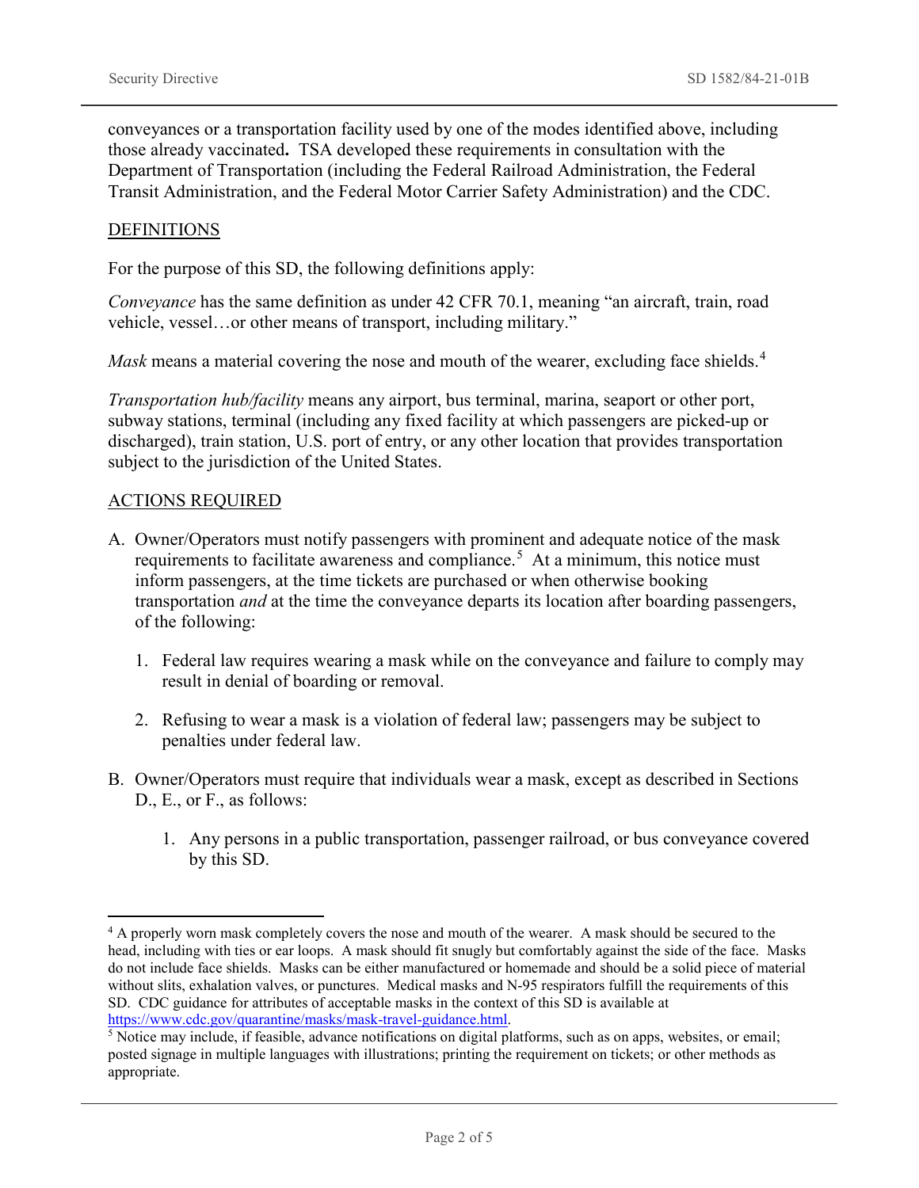conveyances or a transportation facility used by one of the modes identified above, including those already vaccinated**.** TSA developed these requirements in consultation with the Department of Transportation (including the Federal Railroad Administration, the Federal Transit Administration, and the Federal Motor Carrier Safety Administration) and the CDC.

DEFINITIONS

For the purpose of this SD, the following definitions apply:

*Conveyance* has the same definition as under 42 CFR 70.1, meaning "an aircraft, train, road vehicle, vessel…or other means of transport, including military."

*Mask* means a material covering the nose and mouth of the wearer, excluding face shields.[4]

*Transportation hub/facility* means any airport, bus terminal, marina, seaport or other port, subway stations, terminal (including any fixed facility at which passengers are picked-up or discharged), train station, U.S. port of entry, or any other location that provides transportation subject to the jurisdiction of the United States.

ACTIONS REQUIRED

A. Owner/Operators must notify passengers with prominent and adequate notice of the mask requirements to facilitate awareness and compliance.[5] At a minimum, this notice must inform passengers, at the time tickets are purchased or when otherwise booking transportation *and* at the time the conveyance departs its location after boarding passengers, of the following:

   1. Federal law requires wearing a mask while on the conveyance and failure to comply may result in denial of boarding or removal.

   2. Refusing to wear a mask is a violation of federal law; passengers may be subject to penalties under federal law.

B. Owner/Operators must require that individuals wear a mask, except as described in Sections D., E., or F., as follows:

   1. Any persons in a public transportation, passenger railroad, or bus conveyance covered by this SD.

---

[4] A properly worn mask completely covers the nose and mouth of the wearer. A mask should be secured to the head, including with ties or ear loops. A mask should fit snugly but comfortably against the side of the face. Masks do not include face shields. Masks can be either manufactured or homemade and should be a solid piece of material without slits, exhalation valves, or punctures. Medical masks and N-95 respirators fulfill the requirements of this SD. CDC guidance for attributes of acceptable masks in the context of this SD is available at https://www.cdc.gov/quarantine/masks/mask-travel-guidance.html.

[5] Notice may include, if feasible, advance notifications on digital platforms, such as on apps, websites, or email; posted signage in multiple languages with illustrations; printing the requirement on tickets; or other methods as appropriate.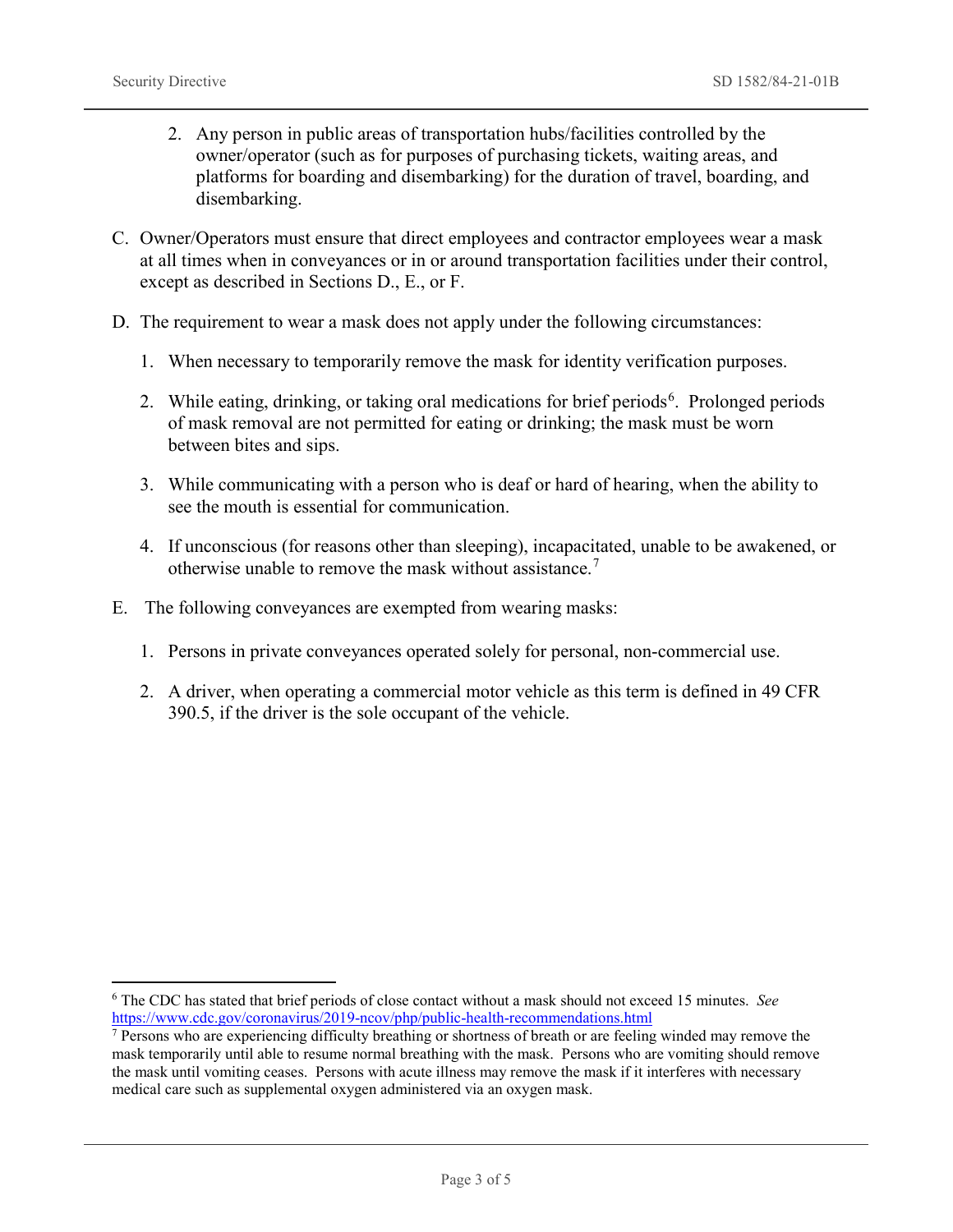2. Any person in public areas of transportation hubs/facilities controlled by the owner/operator (such as for purposes of purchasing tickets, waiting areas, and platforms for boarding and disembarking) for the duration of travel, boarding, and disembarking.

C. Owner/Operators must ensure that direct employees and contractor employees wear a mask at all times when in conveyances or in or around transportation facilities under their control, except as described in Sections D., E., or F.

D. The requirement to wear a mask does not apply under the following circumstances:

1. When necessary to temporarily remove the mask for identity verification purposes.

2. While eating, drinking, or taking oral medications for brief periods[6]. Prolonged periods of mask removal are not permitted for eating or drinking; the mask must be worn between bites and sips.

3. While communicating with a person who is deaf or hard of hearing, when the ability to see the mouth is essential for communication.

4. If unconscious (for reasons other than sleeping), incapacitated, unable to be awakened, or otherwise unable to remove the mask without assistance.[7]

E. The following conveyances are exempted from wearing masks:

1. Persons in private conveyances operated solely for personal, non-commercial use.

2. A driver, when operating a commercial motor vehicle as this term is defined in 49 CFR 390.5, if the driver is the sole occupant of the vehicle.

---

[6] The CDC has stated that brief periods of close contact without a mask should not exceed 15 minutes. *See* https://www.cdc.gov/coronavirus/2019-ncov/php/public-health-recommendations.html

[7] Persons who are experiencing difficulty breathing or shortness of breath or are feeling winded may remove the mask temporarily until able to resume normal breathing with the mask. Persons who are vomiting should remove the mask until vomiting ceases. Persons with acute illness may remove the mask if it interferes with necessary medical care such as supplemental oxygen administered via an oxygen mask.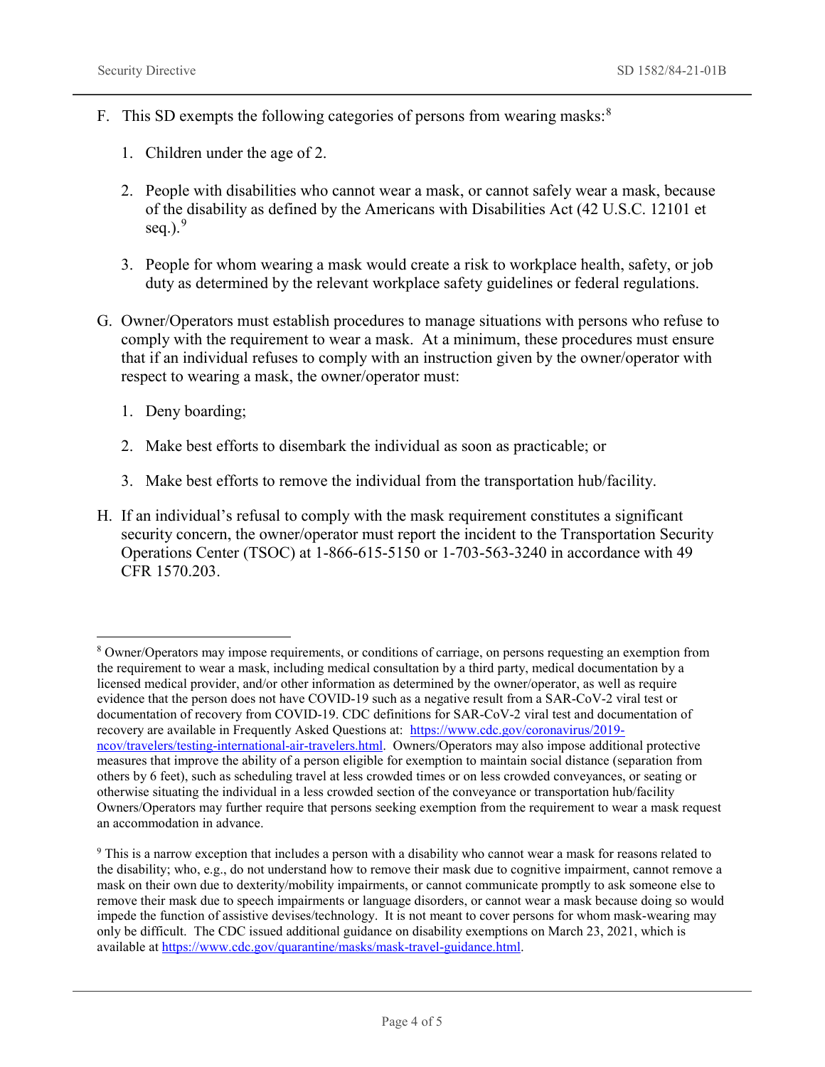F. This SD exempts the following categories of persons from wearing masks:[8]

   1. Children under the age of 2.

   2. People with disabilities who cannot wear a mask, or cannot safely wear a mask, because of the disability as defined by the Americans with Disabilities Act (42 U.S.C. 12101 et seq.).[9]

   3. People for whom wearing a mask would create a risk to workplace health, safety, or job duty as determined by the relevant workplace safety guidelines or federal regulations.

G. Owner/Operators must establish procedures to manage situations with persons who refuse to comply with the requirement to wear a mask. At a minimum, these procedures must ensure that if an individual refuses to comply with an instruction given by the owner/operator with respect to wearing a mask, the owner/operator must:

   1. Deny boarding;

   2. Make best efforts to disembark the individual as soon as practicable; or

   3. Make best efforts to remove the individual from the transportation hub/facility.

H. If an individual's refusal to comply with the mask requirement constitutes a significant security concern, the owner/operator must report the incident to the Transportation Security Operations Center (TSOC) at 1-866-615-5150 or 1-703-563-3240 in accordance with 49 CFR 1570.203.

---

[8] Owner/Operators may impose requirements, or conditions of carriage, on persons requesting an exemption from the requirement to wear a mask, including medical consultation by a third party, medical documentation by a licensed medical provider, and/or other information as determined by the owner/operator, as well as require evidence that the person does not have COVID-19 such as a negative result from a SAR-CoV-2 viral test or documentation of recovery from COVID-19. CDC definitions for SAR-CoV-2 viral test and documentation of recovery are available in Frequently Asked Questions at: https://www.cdc.gov/coronavirus/2019-ncov/travelers/testing-international-air-travelers.html. Owners/Operators may also impose additional protective measures that improve the ability of a person eligible for exemption to maintain social distance (separation from others by 6 feet), such as scheduling travel at less crowded times or on less crowded conveyances, or seating or otherwise situating the individual in a less crowded section of the conveyance or transportation hub/facility Owners/Operators may further require that persons seeking exemption from the requirement to wear a mask request an accommodation in advance.

[9] This is a narrow exception that includes a person with a disability who cannot wear a mask for reasons related to the disability; who, e.g., do not understand how to remove their mask due to cognitive impairment, cannot remove a mask on their own due to dexterity/mobility impairments, or cannot communicate promptly to ask someone else to remove their mask due to speech impairments or language disorders, or cannot wear a mask because doing so would impede the function of assistive devises/technology. It is not meant to cover persons for whom mask-wearing may only be difficult. The CDC issued additional guidance on disability exemptions on March 23, 2021, which is available at https://www.cdc.gov/quarantine/masks/mask-travel-guidance.html.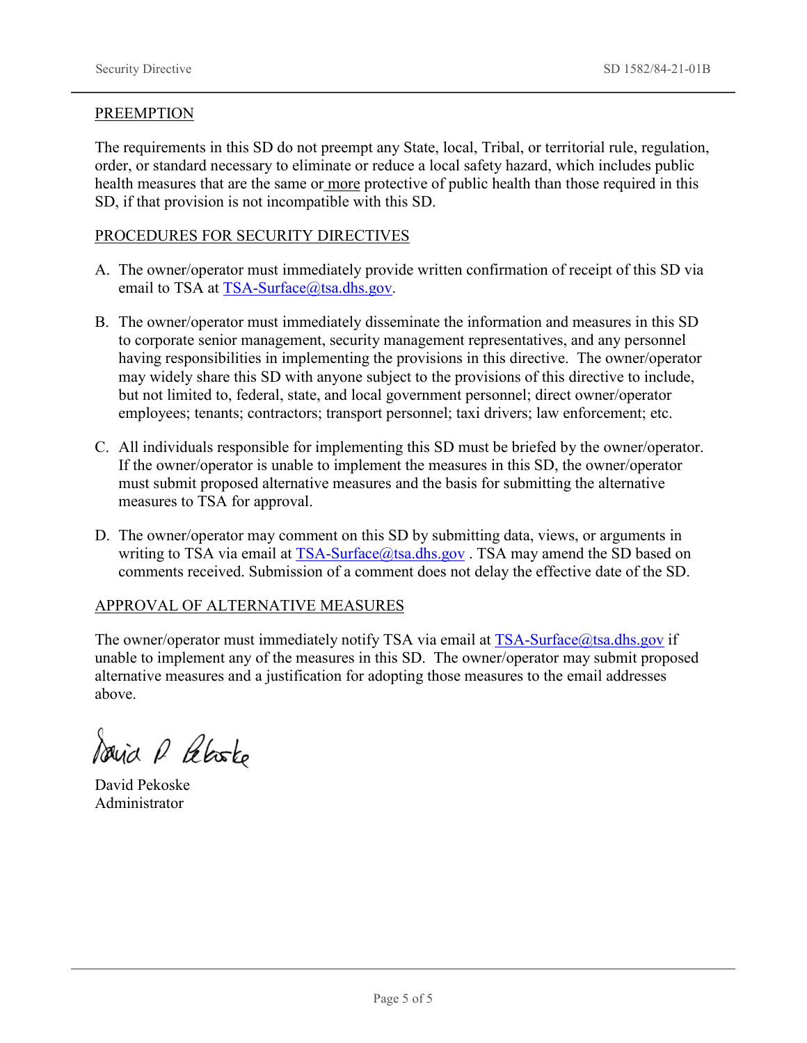## PREEMPTION

The requirements in this SD do not preempt any State, local, Tribal, or territorial rule, regulation, order, or standard necessary to eliminate or reduce a local safety hazard, which includes public health measures that are the same or more protective of public health than those required in this SD, if that provision is not incompatible with this SD.

## PROCEDURES FOR SECURITY DIRECTIVES

A. The owner/operator must immediately provide written confirmation of receipt of this SD via email to TSA at TSA-Surface@tsa.dhs.gov.

B. The owner/operator must immediately disseminate the information and measures in this SD to corporate senior management, security management representatives, and any personnel having responsibilities in implementing the provisions in this directive. The owner/operator may widely share this SD with anyone subject to the provisions of this directive to include, but not limited to, federal, state, and local government personnel; direct owner/operator employees; tenants; contractors; transport personnel; taxi drivers; law enforcement; etc.

C. All individuals responsible for implementing this SD must be briefed by the owner/operator. If the owner/operator is unable to implement the measures in this SD, the owner/operator must submit proposed alternative measures and the basis for submitting the alternative measures to TSA for approval.

D. The owner/operator may comment on this SD by submitting data, views, or arguments in writing to TSA via email at TSA-Surface@tsa.dhs.gov . TSA may amend the SD based on comments received. Submission of a comment does not delay the effective date of the SD.

## APPROVAL OF ALTERNATIVE MEASURES

The owner/operator must immediately notify TSA via email at TSA-Surface@tsa.dhs.gov if unable to implement any of the measures in this SD. The owner/operator may submit proposed alternative measures and a justification for adopting those measures to the email addresses above.

David P. Pekoske

David Pekoske
Administrator